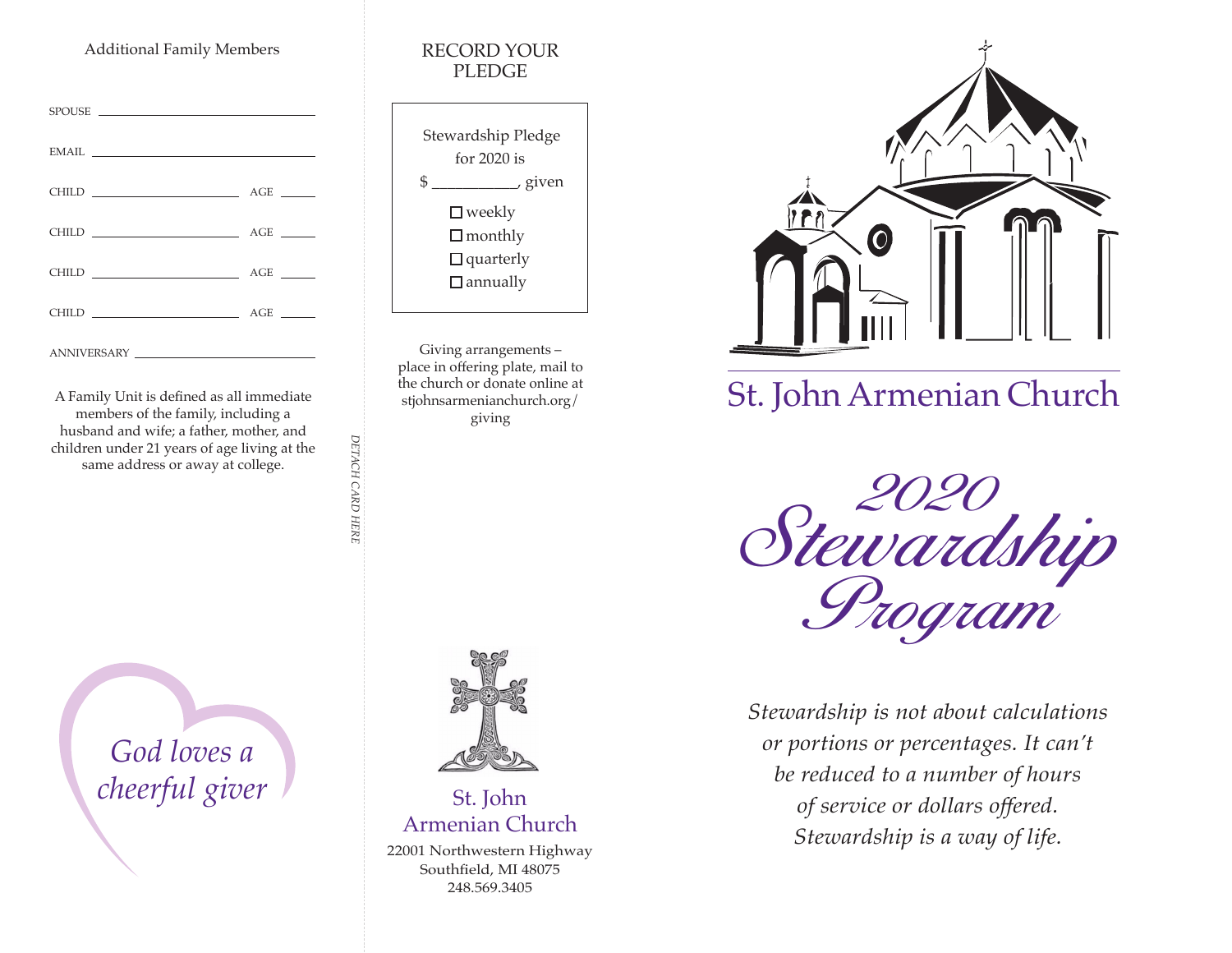Additional Family Members

SPOUSE ______________________________

EMAIL ______________________________

CHILD ____________________ AGE _____

CHILD ____________________ AGE _____

CHILD ____________________ AGE _____

CHILD ____________________ AGE _____

ANNIVERSARY ______________________________

A Family Unit is defined as all immediate members of the family, including a husband and wife; a father, mother, and children under 21 years of age living at the same address or away at college.

*God loves a cheerful giver*

*DETACH CARD HERE*

## RECORD YOUR PLEDGE

Stewardship Pledge for 2020 is

$ ___________, given

- ☐ weekly
- ☐ monthly
- ☐ quarterly
- ☐ annually

Giving arrangements – place in offering plate, mail to the church or donate online at stjohnsarmenianchurch.org/giving

St. John Armenian Church

22001 Northwestern Highway
Southfield, MI 48075
248.569.3405

# St. John Armenian Church

# *2020 Stewardship Program*

*Stewardship is not about calculations or portions or percentages. It can't be reduced to a number of hours of service or dollars offered. Stewardship is a way of life.*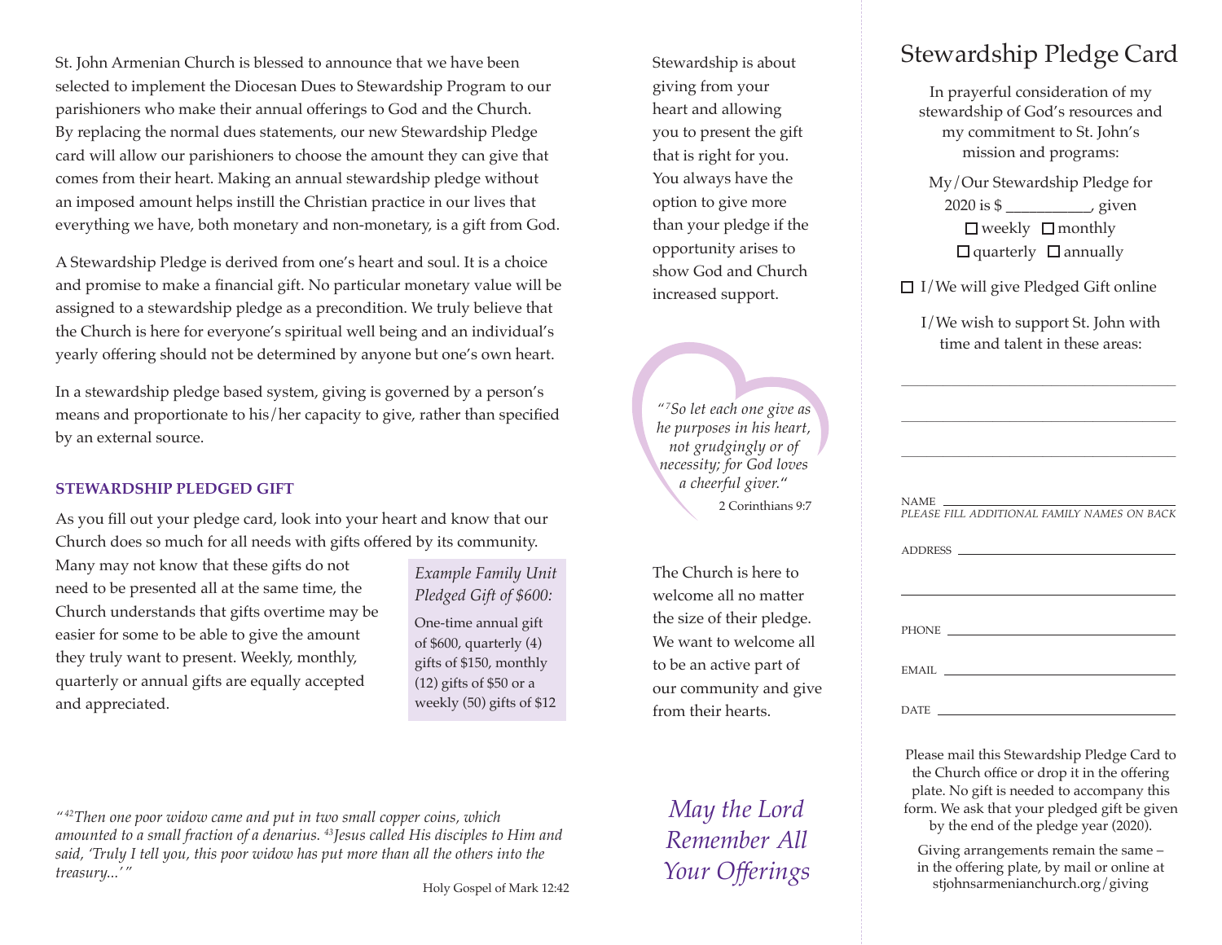St. John Armenian Church is blessed to announce that we have been selected to implement the Diocesan Dues to Stewardship Program to our parishioners who make their annual offerings to God and the Church. By replacing the normal dues statements, our new Stewardship Pledge card will allow our parishioners to choose the amount they can give that comes from their heart. Making an annual stewardship pledge without an imposed amount helps instill the Christian practice in our lives that everything we have, both monetary and non-monetary, is a gift from God.

A Stewardship Pledge is derived from one's heart and soul. It is a choice and promise to make a financial gift. No particular monetary value will be assigned to a stewardship pledge as a precondition. We truly believe that the Church is here for everyone's spiritual well being and an individual's yearly offering should not be determined by anyone but one's own heart.

In a stewardship pledge based system, giving is governed by a person's means and proportionate to his/her capacity to give, rather than specified by an external source.

**STEWARDSHIP PLEDGED GIFT**

As you fill out your pledge card, look into your heart and know that our Church does so much for all needs with gifts offered by its community. Many may not know that these gifts do not need to be presented all at the same time, the Church understands that gifts overtime may be easier for some to be able to give the amount they truly want to present. Weekly, monthly, quarterly or annual gifts are equally accepted and appreciated.

*Example Family Unit Pledged Gift of $600:*

One-time annual gift of $600, quarterly (4) gifts of $150, monthly (12) gifts of $50 or a weekly (50) gifts of $12

*"[42]Then one poor widow came and put in two small copper coins, which amounted to a small fraction of a denarius. [43]Jesus called His disciples to Him and said, 'Truly I tell you, this poor widow has put more than all the others into the treasury...'"*

Holy Gospel of Mark 12:42

Stewardship is about giving from your heart and allowing you to present the gift that is right for you. You always have the option to give more than your pledge if the opportunity arises to show God and Church increased support.

*"[7]So let each one give as he purposes in his heart, not grudgingly or of necessity; for God loves a cheerful giver."*

2 Corinthians 9:7

The Church is here to welcome all no matter the size of their pledge. We want to welcome all to be an active part of our community and give from their hearts.

*May the Lord Remember All Your Offerings*

# Stewardship Pledge Card

In prayerful consideration of my stewardship of God's resources and my commitment to St. John's mission and programs:

My/Our Stewardship Pledge for 2020 is $ ___________, given

☐ weekly ☐ monthly
☐ quarterly ☐ annually

☐ I/We will give Pledged Gift online

I/We wish to support St. John with time and talent in these areas:

______________________________

______________________________

______________________________

NAME ______________________________
*PLEASE FILL ADDITIONAL FAMILY NAMES ON BACK*

ADDRESS ______________________________

______________________________

PHONE ______________________________

EMAIL ______________________________

DATE ______________________________

Please mail this Stewardship Pledge Card to the Church office or drop it in the offering plate. No gift is needed to accompany this form. We ask that your pledged gift be given by the end of the pledge year (2020).

Giving arrangements remain the same – in the offering plate, by mail or online at stjohnsarmenianchurch.org/giving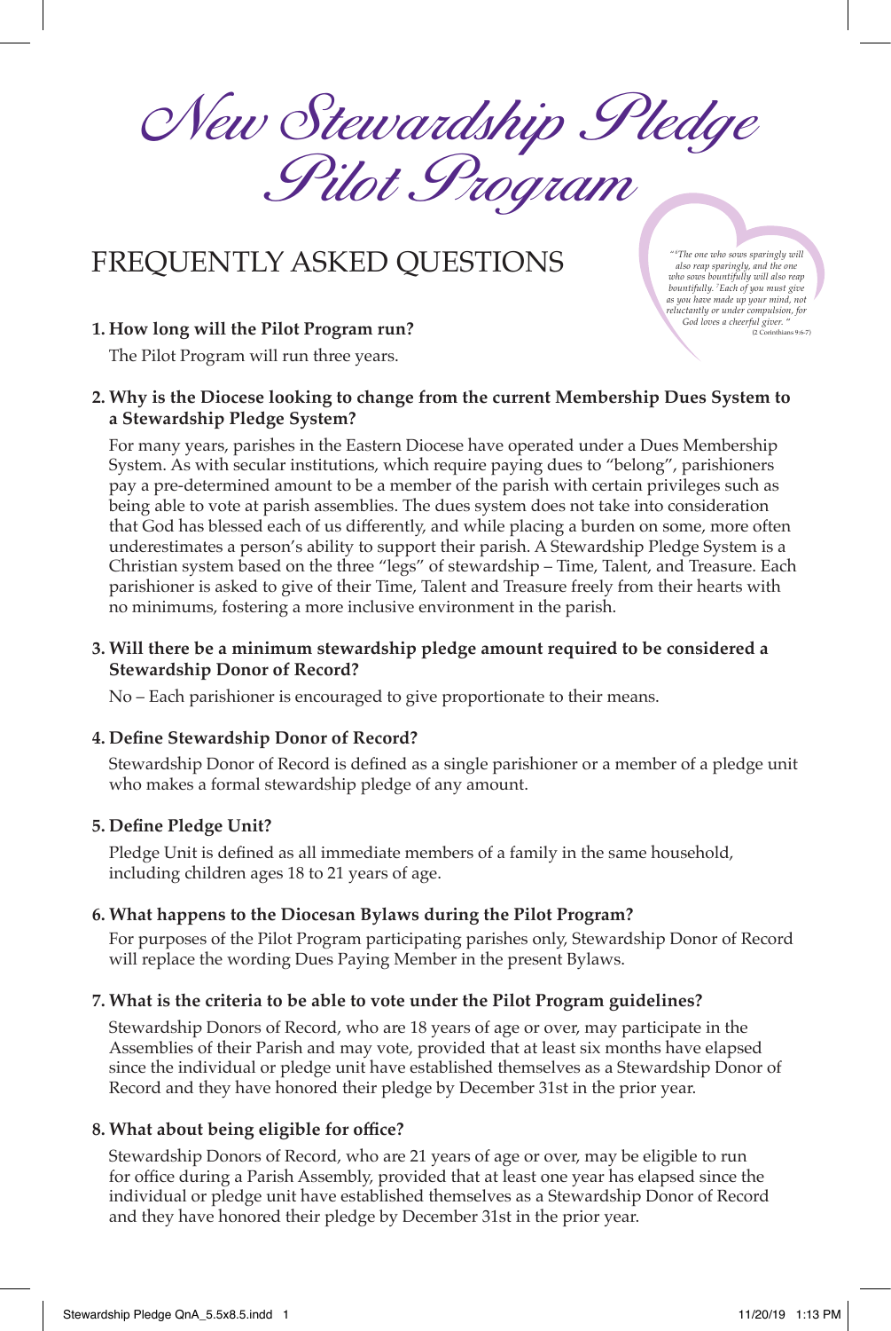# *New Stewardship Pledge Pilot Program*

## FREQUENTLY ASKED QUESTIONS

*"[6]The one who sows sparingly will also reap sparingly, and the one who sows bountifully will also reap bountifully. [7]Each of you must give as you have made up your mind, not reluctantly or under compulsion, for God loves a cheerful giver."* (2 Corinthians 9:6-7)

**1. How long will the Pilot Program run?**

The Pilot Program will run three years.

**2. Why is the Diocese looking to change from the current Membership Dues System to a Stewardship Pledge System?**

For many years, parishes in the Eastern Diocese have operated under a Dues Membership System. As with secular institutions, which require paying dues to "belong", parishioners pay a pre-determined amount to be a member of the parish with certain privileges such as being able to vote at parish assemblies. The dues system does not take into consideration that God has blessed each of us differently, and while placing a burden on some, more often underestimates a person's ability to support their parish. A Stewardship Pledge System is a Christian system based on the three "legs" of stewardship – Time, Talent, and Treasure. Each parishioner is asked to give of their Time, Talent and Treasure freely from their hearts with no minimums, fostering a more inclusive environment in the parish.

**3. Will there be a minimum stewardship pledge amount required to be considered a Stewardship Donor of Record?**

No – Each parishioner is encouraged to give proportionate to their means.

**4. Define Stewardship Donor of Record?**

Stewardship Donor of Record is defined as a single parishioner or a member of a pledge unit who makes a formal stewardship pledge of any amount.

**5. Define Pledge Unit?**

Pledge Unit is defined as all immediate members of a family in the same household, including children ages 18 to 21 years of age.

**6. What happens to the Diocesan Bylaws during the Pilot Program?**

For purposes of the Pilot Program participating parishes only, Stewardship Donor of Record will replace the wording Dues Paying Member in the present Bylaws.

**7. What is the criteria to be able to vote under the Pilot Program guidelines?**

Stewardship Donors of Record, who are 18 years of age or over, may participate in the Assemblies of their Parish and may vote, provided that at least six months have elapsed since the individual or pledge unit have established themselves as a Stewardship Donor of Record and they have honored their pledge by December 31st in the prior year.

**8. What about being eligible for office?**

Stewardship Donors of Record, who are 21 years of age or over, may be eligible to run for office during a Parish Assembly, provided that at least one year has elapsed since the individual or pledge unit have established themselves as a Stewardship Donor of Record and they have honored their pledge by December 31st in the prior year.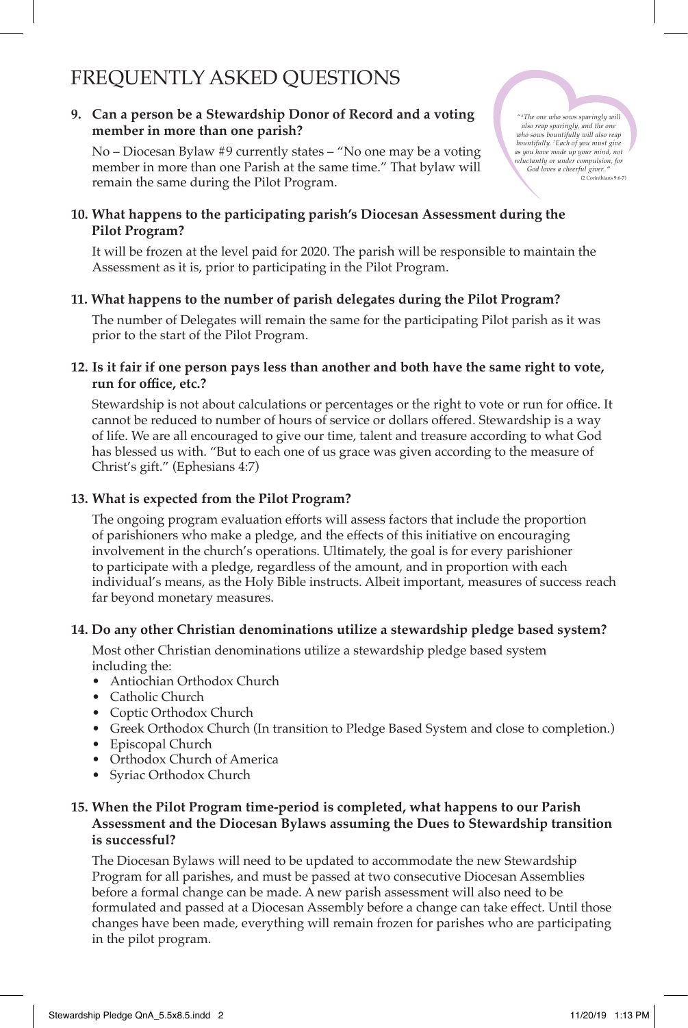# FREQUENTLY ASKED QUESTIONS

*"[6]The one who sows sparingly will also reap sparingly, and the one who sows bountifully will also reap bountifully. [7]Each of you must give as you have made up your mind, not reluctantly or under compulsion, for God loves a cheerful giver."*
(2 Corinthians 9:6-7)

**9. Can a person be a Stewardship Donor of Record and a voting member in more than one parish?**

No – Diocesan Bylaw #9 currently states – "No one may be a voting member in more than one Parish at the same time." That bylaw will remain the same during the Pilot Program.

**10. What happens to the participating parish's Diocesan Assessment during the Pilot Program?**

It will be frozen at the level paid for 2020. The parish will be responsible to maintain the Assessment as it is, prior to participating in the Pilot Program.

**11. What happens to the number of parish delegates during the Pilot Program?**

The number of Delegates will remain the same for the participating Pilot parish as it was prior to the start of the Pilot Program.

**12. Is it fair if one person pays less than another and both have the same right to vote, run for office, etc.?**

Stewardship is not about calculations or percentages or the right to vote or run for office. It cannot be reduced to number of hours of service or dollars offered. Stewardship is a way of life. We are all encouraged to give our time, talent and treasure according to what God has blessed us with. "But to each one of us grace was given according to the measure of Christ's gift." (Ephesians 4:7)

**13. What is expected from the Pilot Program?**

The ongoing program evaluation efforts will assess factors that include the proportion of parishioners who make a pledge, and the effects of this initiative on encouraging involvement in the church's operations. Ultimately, the goal is for every parishioner to participate with a pledge, regardless of the amount, and in proportion with each individual's means, as the Holy Bible instructs. Albeit important, measures of success reach far beyond monetary measures.

**14. Do any other Christian denominations utilize a stewardship pledge based system?**

Most other Christian denominations utilize a stewardship pledge based system including the:

- Antiochian Orthodox Church
- Catholic Church
- Coptic Orthodox Church
- Greek Orthodox Church (In transition to Pledge Based System and close to completion.)
- Episcopal Church
- Orthodox Church of America
- Syriac Orthodox Church

**15. When the Pilot Program time-period is completed, what happens to our Parish Assessment and the Diocesan Bylaws assuming the Dues to Stewardship transition is successful?**

The Diocesan Bylaws will need to be updated to accommodate the new Stewardship Program for all parishes, and must be passed at two consecutive Diocesan Assemblies before a formal change can be made. A new parish assessment will also need to be formulated and passed at a Diocesan Assembly before a change can take effect. Until those changes have been made, everything will remain frozen for parishes who are participating in the pilot program.